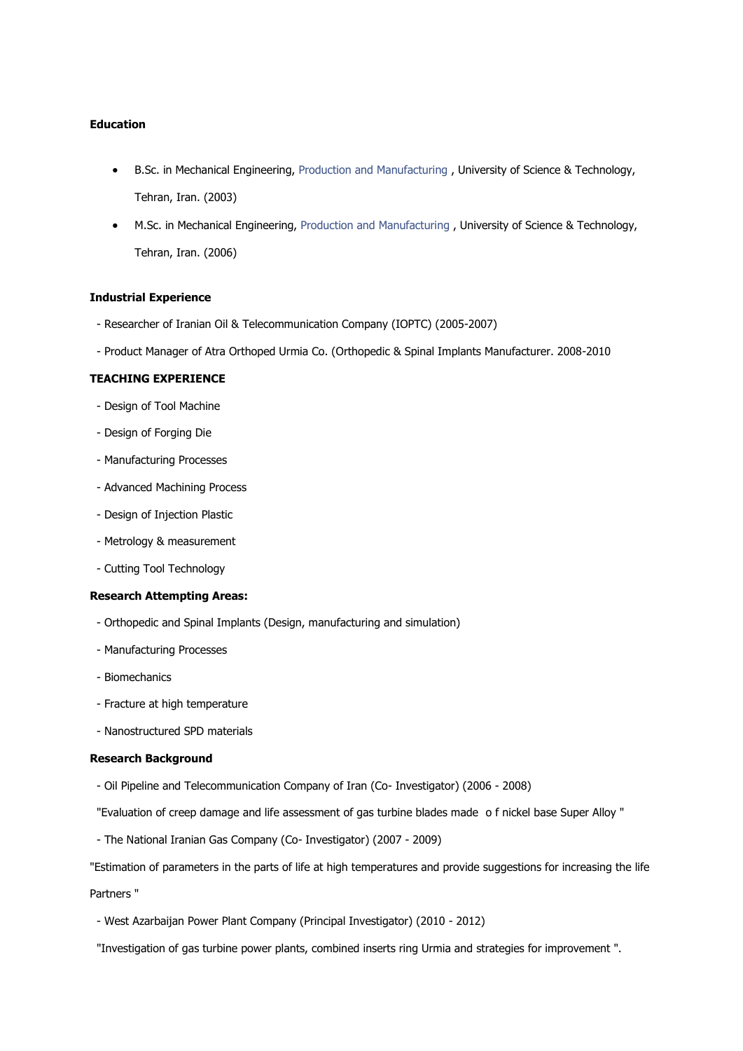**Education**

- B.Sc. in Mechanical Engineering, Production and Manufacturing , University of Science & Technology, Tehran, Iran. (2003)
- M.Sc. in Mechanical Engineering, Production and Manufacturing , University of Science & Technology, Tehran, Iran. (2006)

**Industrial Experience**

- Researcher of Iranian Oil & Telecommunication Company (IOPTC) (2005-2007)
- Product Manager of Atra Orthoped Urmia Co. (Orthopedic & Spinal Implants Manufacturer. 2008-2010

**TEACHING EXPERIENCE**

- Design of Tool Machine
- Design of Forging Die
- Manufacturing Processes
- Advanced Machining Process
- Design of Injection Plastic
- Metrology & measurement
- Cutting Tool Technology

**Research Attempting Areas:**

- Orthopedic and Spinal Implants (Design, manufacturing and simulation)
- Manufacturing Processes
- Biomechanics
- Fracture at high temperature
- Nanostructured SPD materials

**Research Background**

- Oil Pipeline and Telecommunication Company of Iran (Co- Investigator) (2006 - 2008)

"Evaluation of creep damage and life assessment of gas turbine blades made o f nickel base Super Alloy "

- The National Iranian Gas Company (Co- Investigator) (2007 - 2009)

"Estimation of parameters in the parts of life at high temperatures and provide suggestions for increasing the life Partners "

- West Azarbaijan Power Plant Company (Principal Investigator) (2010 - 2012)

"Investigation of gas turbine power plants, combined inserts ring Urmia and strategies for improvement ".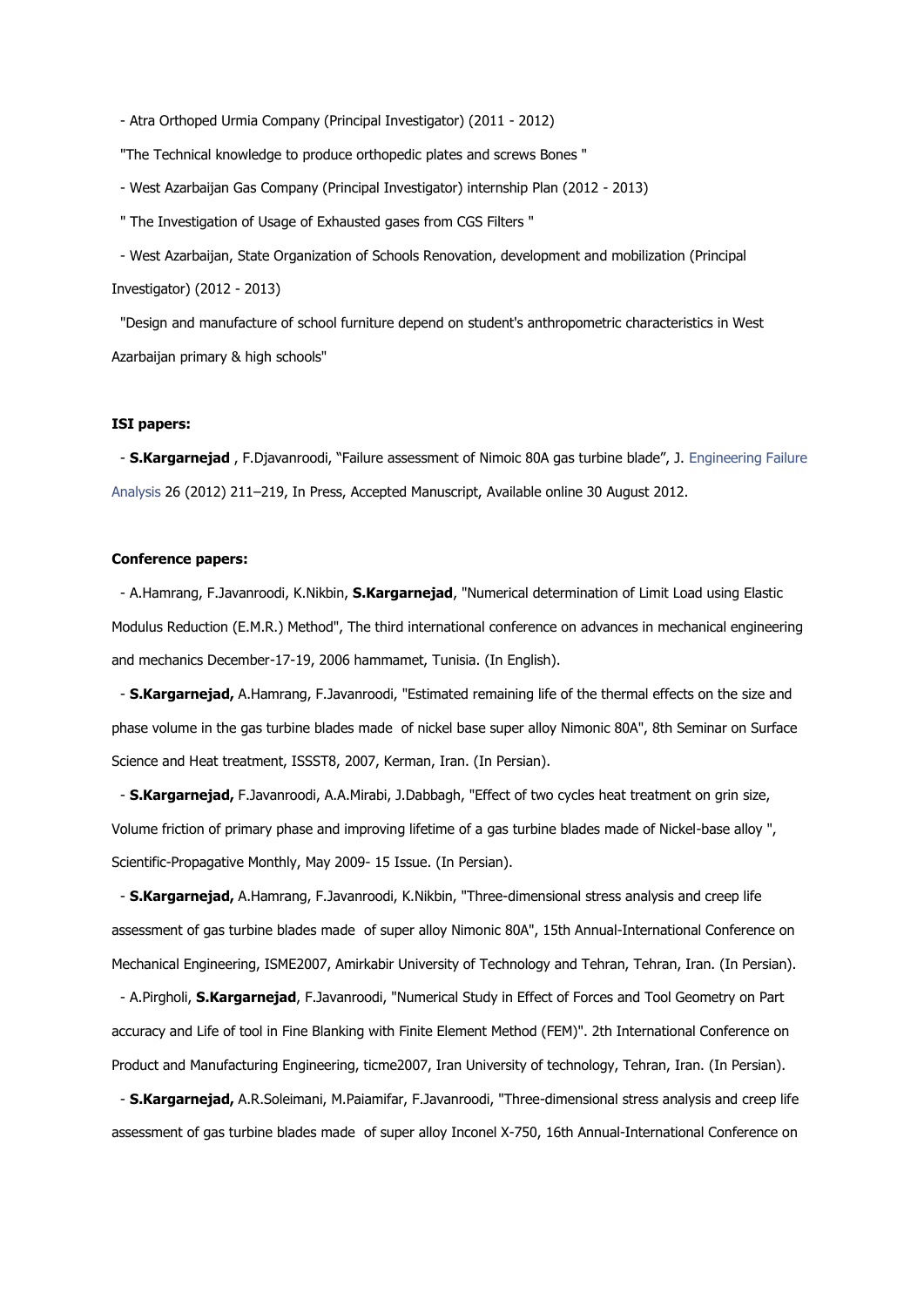- Atra Orthoped Urmia Company (Principal Investigator) (2011 - 2012)

"The Technical knowledge to produce orthopedic plates and screws Bones "

- West Azarbaijan Gas Company (Principal Investigator) internship Plan (2012 - 2013)

" The Investigation of Usage of Exhausted gases from CGS Filters "

- West Azarbaijan, State Organization of Schools Renovation, development and mobilization (Principal Investigator) (2012 - 2013)

"Design and manufacture of school furniture depend on student's anthropometric characteristics in West Azarbaijan primary & high schools"

**ISI papers:**

- **S.Kargarnejad** , F.Djavanroodi, "Failure assessment of Nimoic 80A gas turbine blade", J. Engineering Failure Analysis 26 (2012) 211–219, In Press, Accepted Manuscript, Available online 30 August 2012.

**Conference papers:**

- A.Hamrang, F.Javanroodi, K.Nikbin, **S.Kargarnejad**, "Numerical determination of Limit Load using Elastic Modulus Reduction (E.M.R.) Method", The third international conference on advances in mechanical engineering and mechanics December-17-19, 2006 hammamet, Tunisia. (In English).

- **S.Kargarnejad,** A.Hamrang, F.Javanroodi, "Estimated remaining life of the thermal effects on the size and phase volume in the gas turbine blades made of nickel base super alloy Nimonic 80A", 8th Seminar on Surface Science and Heat treatment, ISSST8, 2007, Kerman, Iran. (In Persian).

- **S.Kargarnejad,** F.Javanroodi, A.A.Mirabi, J.Dabbagh, "Effect of two cycles heat treatment on grin size, Volume friction of primary phase and improving lifetime of a gas turbine blades made of Nickel-base alloy ", Scientific-Propagative Monthly, May 2009- 15 Issue. (In Persian).

- **S.Kargarnejad,** A.Hamrang, F.Javanroodi, K.Nikbin, "Three-dimensional stress analysis and creep life assessment of gas turbine blades made of super alloy Nimonic 80A", 15th Annual-International Conference on Mechanical Engineering, ISME2007, Amirkabir University of Technology and Tehran, Tehran, Iran. (In Persian).

- A.Pirgholi, **S.Kargarnejad**, F.Javanroodi, "Numerical Study in Effect of Forces and Tool Geometry on Part accuracy and Life of tool in Fine Blanking with Finite Element Method (FEM)". 2th International Conference on Product and Manufacturing Engineering, ticme2007, Iran University of technology, Tehran, Iran. (In Persian).

- **S.Kargarnejad,** A.R.Soleimani, M.Paiamifar, F.Javanroodi, "Three-dimensional stress analysis and creep life assessment of gas turbine blades made of super alloy Inconel X-750, 16th Annual-International Conference on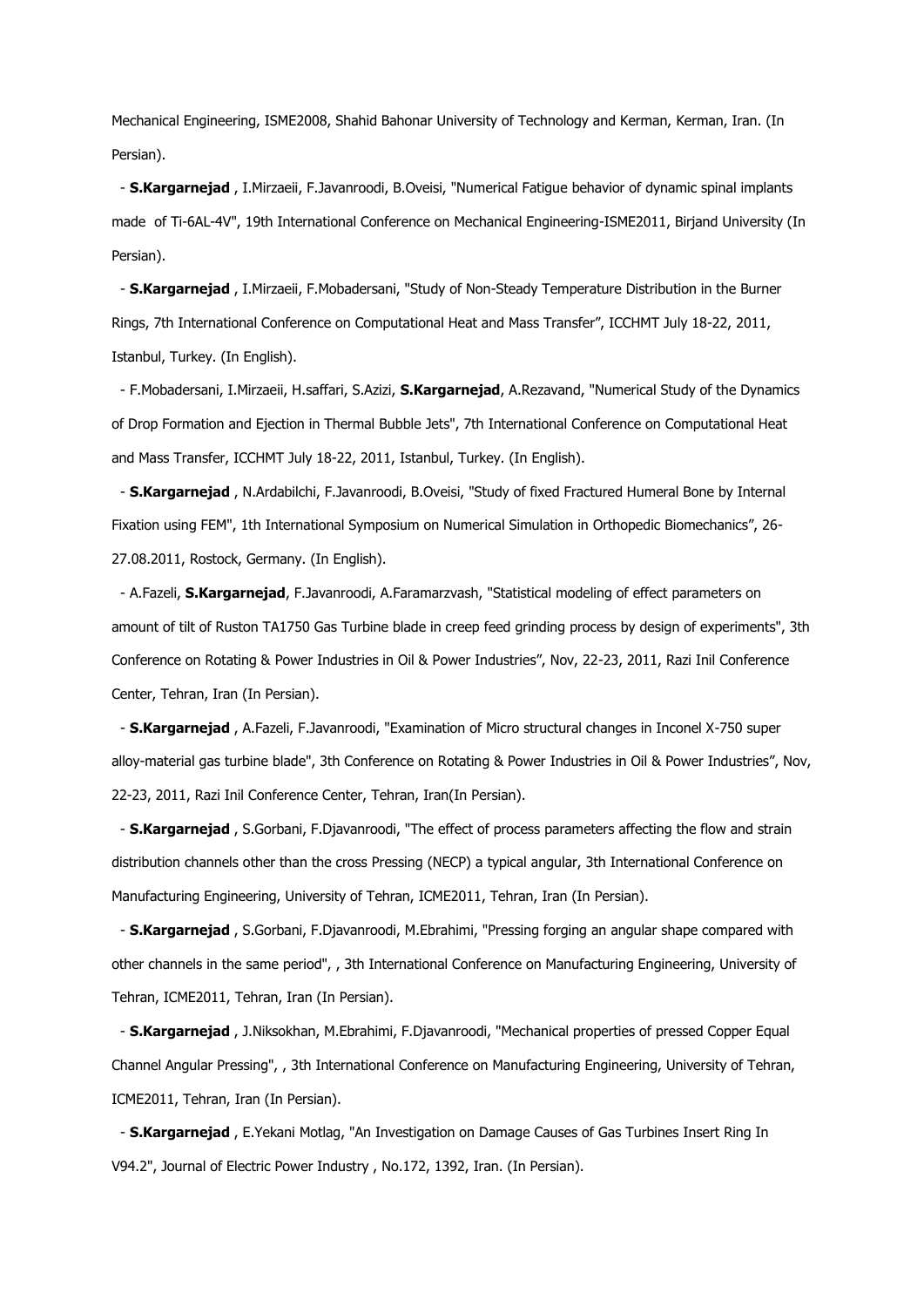Mechanical Engineering, ISME2008, Shahid Bahonar University of Technology and Kerman, Kerman, Iran. (In Persian).

- **S.Kargarnejad** , I.Mirzaeii, F.Javanroodi, B.Oveisi, "Numerical Fatigue behavior of dynamic spinal implants made of Ti-6AL-4V", 19th International Conference on Mechanical Engineering-ISME2011, Birjand University (In Persian).

- **S.Kargarnejad** , I.Mirzaeii, F.Mobadersani, "Study of Non-Steady Temperature Distribution in the Burner Rings, 7th International Conference on Computational Heat and Mass Transfer", ICCHMT July 18-22, 2011, Istanbul, Turkey. (In English).

- F.Mobadersani, I.Mirzaeii, H.saffari, S.Azizi, **S.Kargarnejad**, A.Rezavand, "Numerical Study of the Dynamics of Drop Formation and Ejection in Thermal Bubble Jets", 7th International Conference on Computational Heat and Mass Transfer, ICCHMT July 18-22, 2011, Istanbul, Turkey. (In English).

- **S.Kargarnejad** , N.Ardabilchi, F.Javanroodi, B.Oveisi, "Study of fixed Fractured Humeral Bone by Internal Fixation using FEM", 1th International Symposium on Numerical Simulation in Orthopedic Biomechanics", 26-27.08.2011, Rostock, Germany. (In English).

- A.Fazeli, **S.Kargarnejad**, F.Javanroodi, A.Faramarzvash, "Statistical modeling of effect parameters on amount of tilt of Ruston TA1750 Gas Turbine blade in creep feed grinding process by design of experiments", 3th Conference on Rotating & Power Industries in Oil & Power Industries", Nov, 22-23, 2011, Razi Inil Conference Center, Tehran, Iran (In Persian).

- **S.Kargarnejad** , A.Fazeli, F.Javanroodi, "Examination of Micro structural changes in Inconel X-750 super alloy-material gas turbine blade", 3th Conference on Rotating & Power Industries in Oil & Power Industries", Nov, 22-23, 2011, Razi Inil Conference Center, Tehran, Iran(In Persian).

- **S.Kargarnejad** , S.Gorbani, F.Djavanroodi, "The effect of process parameters affecting the flow and strain distribution channels other than the cross Pressing (NECP) a typical angular, 3th International Conference on Manufacturing Engineering, University of Tehran, ICME2011, Tehran, Iran (In Persian).

- **S.Kargarnejad** , S.Gorbani, F.Djavanroodi, M.Ebrahimi, "Pressing forging an angular shape compared with other channels in the same period", , 3th International Conference on Manufacturing Engineering, University of Tehran, ICME2011, Tehran, Iran (In Persian).

- **S.Kargarnejad** , J.Niksokhan, M.Ebrahimi, F.Djavanroodi, "Mechanical properties of pressed Copper Equal Channel Angular Pressing", , 3th International Conference on Manufacturing Engineering, University of Tehran, ICME2011, Tehran, Iran (In Persian).

- **S.Kargarnejad** , E.Yekani Motlag, "An Investigation on Damage Causes of Gas Turbines Insert Ring In V94.2", Journal of Electric Power Industry , No.172, 1392, Iran. (In Persian).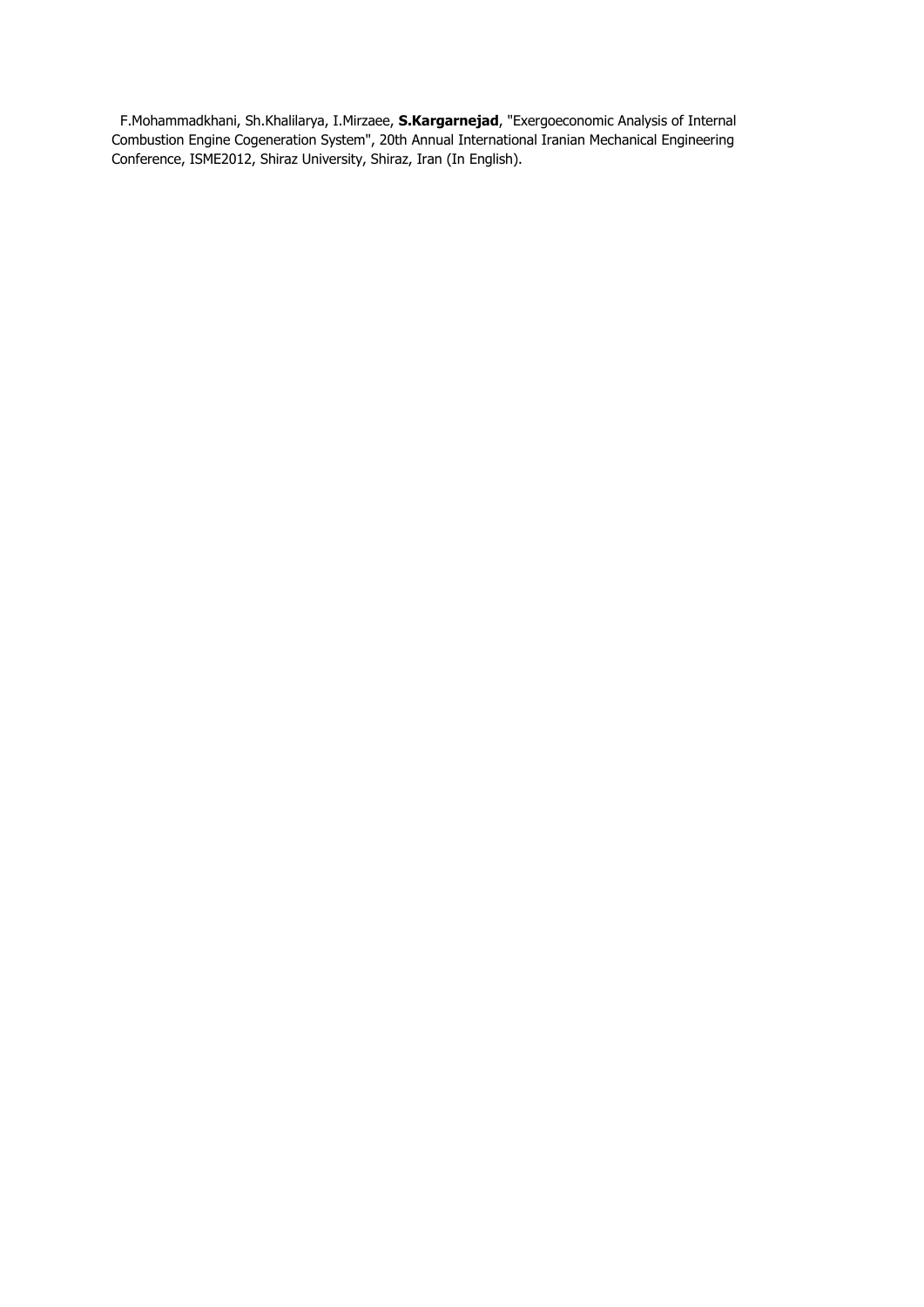F.Mohammadkhani, Sh.Khalilarya, I.Mirzaee, **S.Kargarnejad**, "Exergoeconomic Analysis of Internal Combustion Engine Cogeneration System", 20th Annual International Iranian Mechanical Engineering Conference, ISME2012, Shiraz University, Shiraz, Iran (In English).